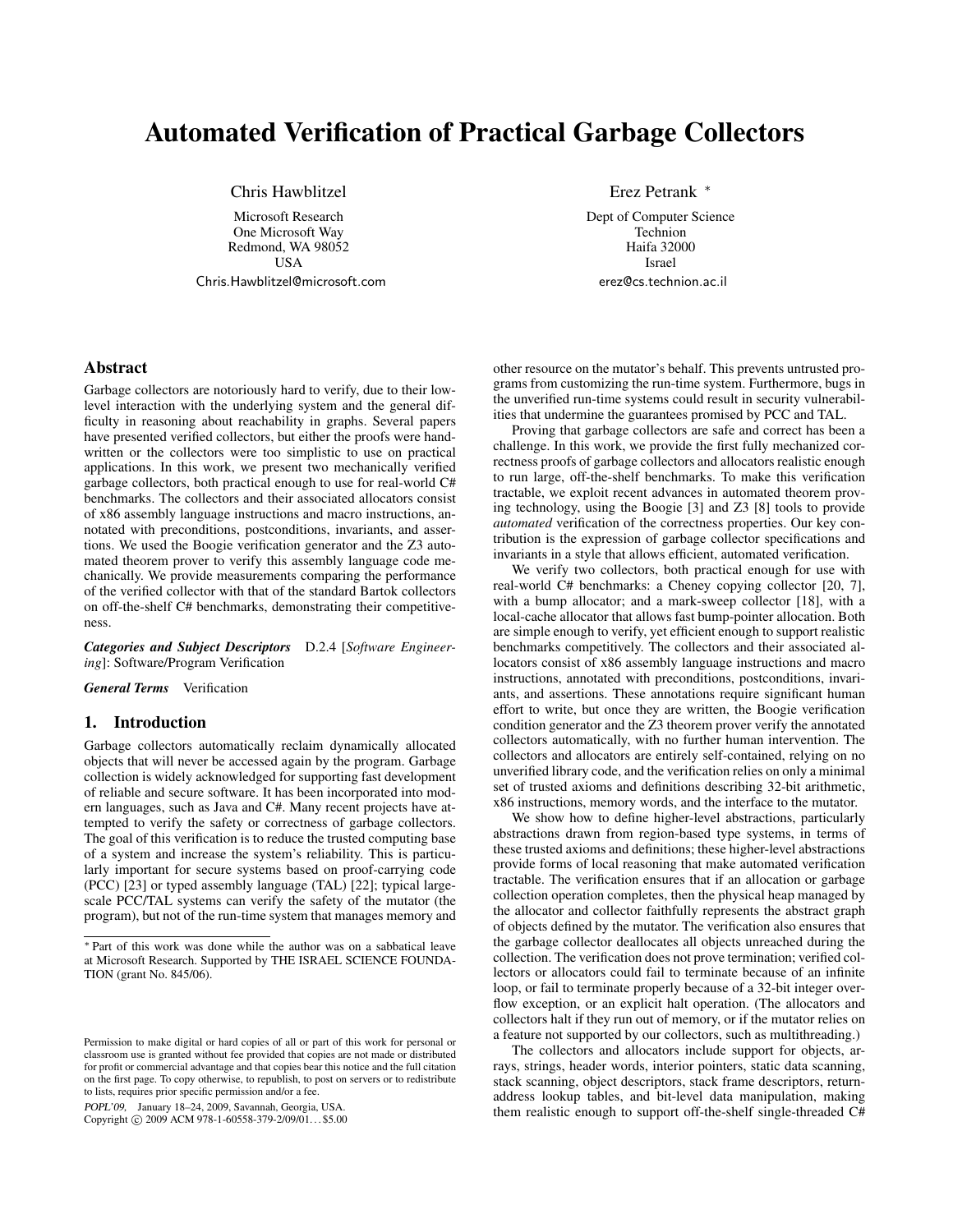# Automated Verification of Practical Garbage Collectors

Chris Hawblitzel

Microsoft Research
One Microsoft Way
Redmond, WA 98052
USA
Chris.Hawblitzel@microsoft.com

Erez Petrank *

Dept of Computer Science
Technion
Haifa 32000
Israel
erez@cs.technion.ac.il

## Abstract

Garbage collectors are notoriously hard to verify, due to their low-level interaction with the underlying system and the general difficulty in reasoning about reachability in graphs. Several papers have presented verified collectors, but either the proofs were hand-written or the collectors were too simplistic to use on practical applications. In this work, we present two mechanically verified garbage collectors, both practical enough to use for real-world C# benchmarks. The collectors and their associated allocators consist of x86 assembly language instructions and macro instructions, annotated with preconditions, postconditions, invariants, and assertions. We used the Boogie verification generator and the Z3 automated theorem prover to verify this assembly language code mechanically. We provide measurements comparing the performance of the verified collector with that of the standard Bartok collectors on off-the-shelf C# benchmarks, demonstrating their competitiveness.

***Categories and Subject Descriptors*** D.2.4 [*Software Engineering*]: Software/Program Verification

***General Terms*** Verification

## 1. Introduction

Garbage collectors automatically reclaim dynamically allocated objects that will never be accessed again by the program. Garbage collection is widely acknowledged for supporting fast development of reliable and secure software. It has been incorporated into modern languages, such as Java and C#. Many recent projects have attempted to verify the safety or correctness of garbage collectors. The goal of this verification is to reduce the trusted computing base of a system and increase the system's reliability. This is particularly important for secure systems based on proof-carrying code (PCC) [23] or typed assembly language (TAL) [22]; typical large-scale PCC/TAL systems can verify the safety of the mutator (the program), but not of the run-time system that manages memory and other resource on the mutator's behalf. This prevents untrusted programs from customizing the run-time system. Furthermore, bugs in the unverified run-time systems could result in security vulnerabilities that undermine the guarantees promised by PCC and TAL.

Proving that garbage collectors are safe and correct has been a challenge. In this work, we provide the first fully mechanized correctness proofs of garbage collectors and allocators realistic enough to run large, off-the-shelf benchmarks. To make this verification tractable, we exploit recent advances in automated theorem proving technology, using the Boogie [3] and Z3 [8] tools to provide *automated* verification of the correctness properties. Our key contribution is the expression of garbage collector specifications and invariants in a style that allows efficient, automated verification.

We verify two collectors, both practical enough for use with real-world C# benchmarks: a Cheney copying collector [20, 7], with a bump allocator; and a mark-sweep collector [18], with a local-cache allocator that allows fast bump-pointer allocation. Both are simple enough to verify, yet efficient enough to support realistic benchmarks competitively. The collectors and their associated allocators consist of x86 assembly language instructions and macro instructions, annotated with preconditions, postconditions, invariants, and assertions. These annotations require significant human effort to write, but once they are written, the Boogie verification condition generator and the Z3 theorem prover verify the annotated collectors automatically, with no further human intervention. The collectors and allocators are entirely self-contained, relying on no unverified library code, and the verification relies on only a minimal set of trusted axioms and definitions describing 32-bit arithmetic, x86 instructions, memory words, and the interface to the mutator.

We show how to define higher-level abstractions, particularly abstractions drawn from region-based type systems, in terms of these trusted axioms and definitions; these higher-level abstractions provide forms of local reasoning that make automated verification tractable. The verification ensures that if an allocation or garbage collection operation completes, then the physical heap managed by the allocator and collector faithfully represents the abstract graph of objects defined by the mutator. The verification also ensures that the garbage collector deallocates all objects unreached during the collection. The verification does not prove termination; verified collectors or allocators could fail to terminate because of an infinite loop, or fail to terminate properly because of a 32-bit integer overflow exception, or an explicit halt operation. (The allocators and collectors halt if they run out of memory, or if the mutator relies on a feature not supported by our collectors, such as multithreading.)

The collectors and allocators include support for objects, arrays, strings, header words, interior pointers, static data scanning, stack scanning, object descriptors, stack frame descriptors, return-address lookup tables, and bit-level data manipulation, making them realistic enough to support off-the-shelf single-threaded C#

* Part of this work was done while the author was on a sabbatical leave at Microsoft Research. Supported by THE ISRAEL SCIENCE FOUNDATION (grant No. 845/06).

Permission to make digital or hard copies of all or part of this work for personal or classroom use is granted without fee provided that copies are not made or distributed for profit or commercial advantage and that copies bear this notice and the full citation on the first page. To copy otherwise, to republish, to post on servers or to redistribute to lists, requires prior specific permission and/or a fee.

*POPL'09,* January 18–24, 2009, Savannah, Georgia, USA.
Copyright © 2009 ACM 978-1-60558-379-2/09/01...$5.00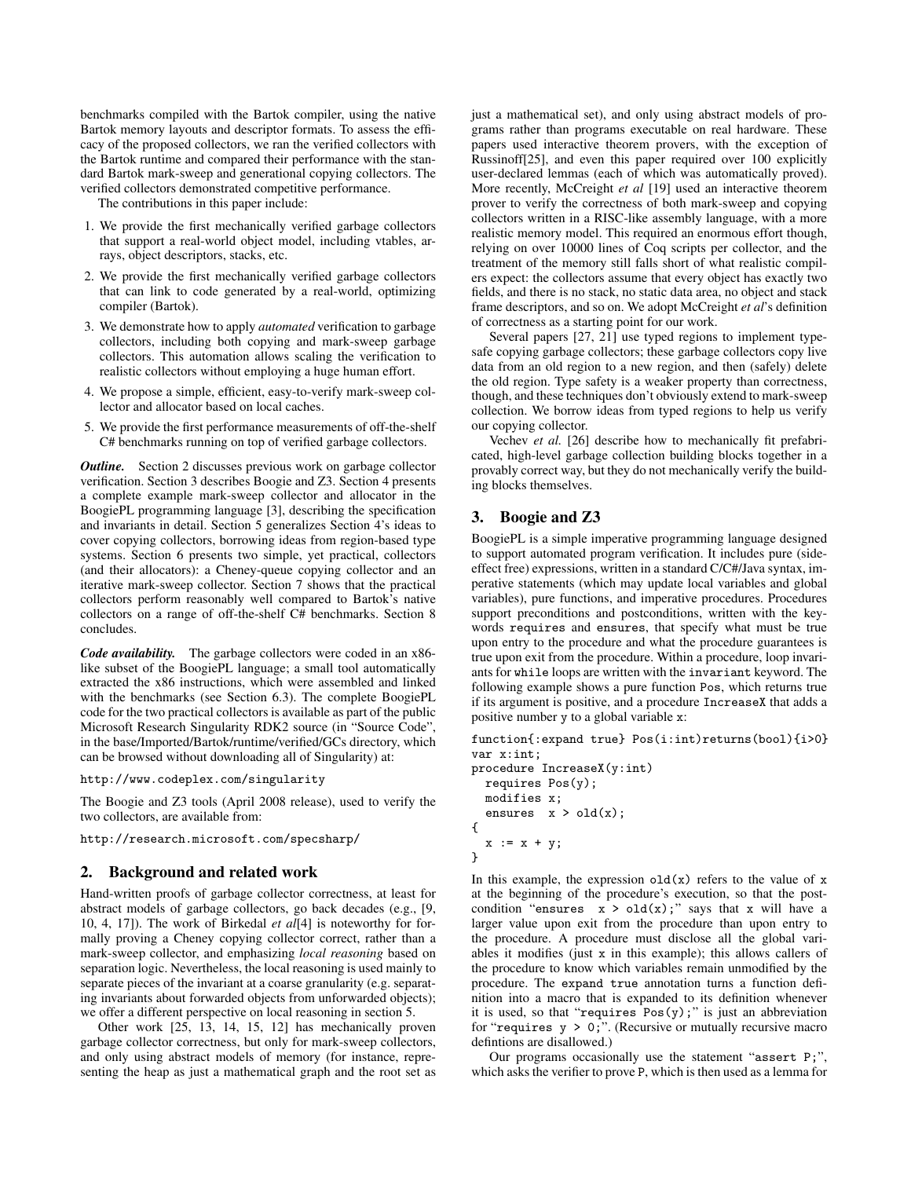benchmarks compiled with the Bartok compiler, using the native Bartok memory layouts and descriptor formats. To assess the efficacy of the proposed collectors, we ran the verified collectors with the Bartok runtime and compared their performance with the standard Bartok mark-sweep and generational copying collectors. The verified collectors demonstrated competitive performance.

The contributions in this paper include:

1. We provide the first mechanically verified garbage collectors that support a real-world object model, including vtables, arrays, object descriptors, stacks, etc.
2. We provide the first mechanically verified garbage collectors that can link to code generated by a real-world, optimizing compiler (Bartok).
3. We demonstrate how to apply *automated* verification to garbage collectors, including both copying and mark-sweep garbage collectors. This automation allows scaling the verification to realistic collectors without employing a huge human effort.
4. We propose a simple, efficient, easy-to-verify mark-sweep collector and allocator based on local caches.
5. We provide the first performance measurements of off-the-shelf C# benchmarks running on top of verified garbage collectors.

***Outline.*** Section 2 discusses previous work on garbage collector verification. Section 3 describes Boogie and Z3. Section 4 presents a complete example mark-sweep collector and allocator in the BoogiePL programming language [3], describing the specification and invariants in detail. Section 5 generalizes Section 4's ideas to cover copying collectors, borrowing ideas from region-based type systems. Section 6 presents two simple, yet practical, collectors (and their allocators): a Cheney-queue copying collector and an iterative mark-sweep collector. Section 7 shows that the practical collectors perform reasonably well compared to Bartok's native collectors on a range of off-the-shelf C# benchmarks. Section 8 concludes.

***Code availability.*** The garbage collectors were coded in an x86-like subset of the BoogiePL language; a small tool automatically extracted the x86 instructions, which were assembled and linked with the benchmarks (see Section 6.3). The complete BoogiePL code for the two practical collectors is available as part of the public Microsoft Research Singularity RDK2 source (in "Source Code", in the base/Imported/Bartok/runtime/verified/GCs directory, which can be browsed without downloading all of Singularity) at:

`http://www.codeplex.com/singularity`

The Boogie and Z3 tools (April 2008 release), used to verify the two collectors, are available from:

`http://research.microsoft.com/specsharp/`

## 2. Background and related work

Hand-written proofs of garbage collector correctness, at least for abstract models of garbage collectors, go back decades (e.g., [9, 10, 4, 17]). The work of Birkedal *et al*[4] is noteworthy for formally proving a Cheney copying collector correct, rather than a mark-sweep collector, and emphasizing *local reasoning* based on separation logic. Nevertheless, the local reasoning is used mainly to separate pieces of the invariant at a coarse granularity (e.g. separating invariants about forwarded objects from unforwarded objects); we offer a different perspective on local reasoning in section 5.

Other work [25, 13, 14, 15, 12] has mechanically proven garbage collector correctness, but only for mark-sweep collectors, and only using abstract models of memory (for instance, representing the heap as just a mathematical graph and the root set as just a mathematical set), and only using abstract models of programs rather than programs executable on real hardware. These papers used interactive theorem provers, with the exception of Russinoff[25], and even this paper required over 100 explicitly user-declared lemmas (each of which was automatically proved). More recently, McCreight *et al* [19] used an interactive theorem prover to verify the correctness of both mark-sweep and copying collectors written in a RISC-like assembly language, with a more realistic memory model. This required an enormous effort though, relying on over 10000 lines of Coq scripts per collector, and the treatment of the memory still falls short of what realistic compilers expect: the collectors assume that every object has exactly two fields, and there is no stack, no static data area, no object and stack frame descriptors, and so on. We adopt McCreight *et al*'s definition of correctness as a starting point for our work.

Several papers [27, 21] use typed regions to implement type-safe copying garbage collectors; these garbage collectors copy live data from an old region to a new region, and then (safely) delete the old region. Type safety is a weaker property than correctness, though, and these techniques don't obviously extend to mark-sweep collection. We borrow ideas from typed regions to help us verify our copying collector.

Vechev *et al.* [26] describe how to mechanically fit prefabricated, high-level garbage collection building blocks together in a provably correct way, but they do not mechanically verify the building blocks themselves.

## 3. Boogie and Z3

BoogiePL is a simple imperative programming language designed to support automated program verification. It includes pure (side-effect free) expressions, written in a standard C/C#/Java syntax, imperative statements (which may update local variables and global variables), pure functions, and imperative procedures. Procedures support preconditions and postconditions, written with the keywords `requires` and `ensures`, that specify what must be true upon entry to the procedure and what the procedure guarantees is true upon exit from the procedure. Within a procedure, loop invariants for `while` loops are written with the `invariant` keyword. The following example shows a pure function `Pos`, which returns true if its argument is positive, and a procedure `IncreaseX` that adds a positive number `y` to a global variable `x`:

```
function{:expand true} Pos(i:int)returns(bool){i>0}
var x:int;
procedure IncreaseX(y:int)
  requires Pos(y);
  modifies x;
  ensures  x > old(x);
{
  x := x + y;
}
```

In this example, the expression `old(x)` refers to the value of `x` at the beginning of the procedure's execution, so that the post-condition "`ensures  x > old(x);`" says that `x` will have a larger value upon exit from the procedure than upon entry to the procedure. A procedure must disclose all the global variables it modifies (just `x` in this example); this allows callers of the procedure to know which variables remain unmodified by the procedure. The `expand true` annotation turns a function definition into a macro that is expanded to its definition whenever it is used, so that "`requires Pos(y);`" is just an abbreviation for "`requires y > 0;`". (Recursive or mutually recursive macro defintions are disallowed.)

Our programs occasionally use the statement "`assert P;`", which asks the verifier to prove `P`, which is then used as a lemma for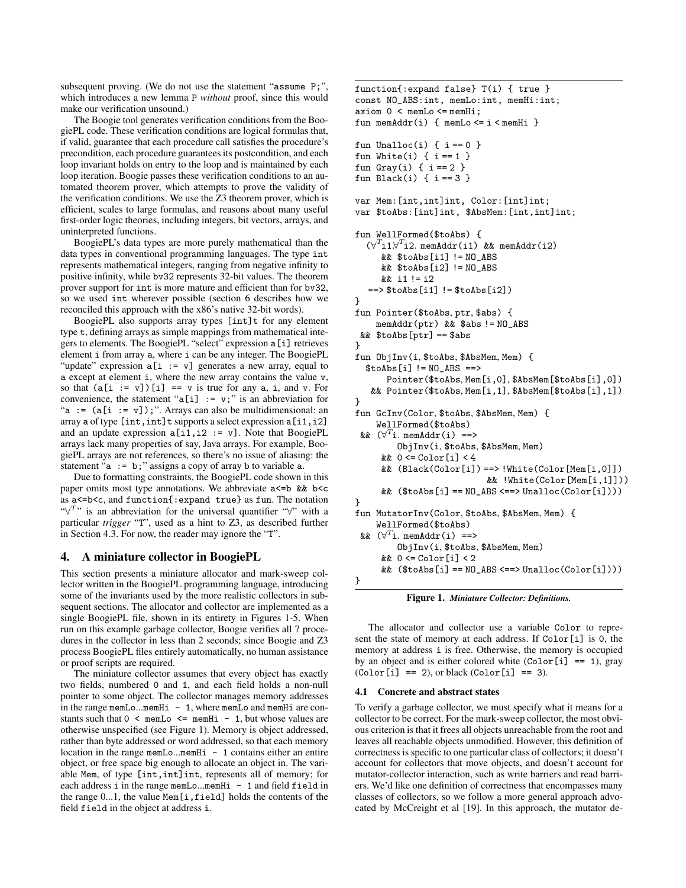subsequent proving. (We do not use the statement "assume P;", which introduces a new lemma P *without* proof, since this would make our verification unsound.)

The Boogie tool generates verification conditions from the BoogiePL code. These verification conditions are logical formulas that, if valid, guarantee that each procedure call satisfies the procedure's precondition, each procedure guarantees its postcondition, and each loop invariant holds on entry to the loop and is maintained by each loop iteration. Boogie passes these verification conditions to an automated theorem prover, which attempts to prove the validity of the verification conditions. We use the Z3 theorem prover, which is efficient, scales to large formulas, and reasons about many useful first-order logic theories, including integers, bit vectors, arrays, and uninterpreted functions.

BoogiePL's data types are more purely mathematical than the data types in conventional programming languages. The type int represents mathematical integers, ranging from negative infinity to positive infinity, while bv32 represents 32-bit values. The theorem prover support for int is more mature and efficient than for bv32, so we used int wherever possible (section 6 describes how we reconciled this approach with the x86's native 32-bit words).

BoogiePL also supports array types [int]t for any element type t, defining arrays as simple mappings from mathematical integers to elements. The BoogiePL "select" expression a[i] retrieves element i from array a, where i can be any integer. The BoogiePL "update" expression a[i := v] generates a new array, equal to a except at element i, where the new array contains the value v, so that (a[i := v])[i] == v is true for any a, i, and v. For convenience, the statement "a[i] := v;" is an abbreviation for "a := (a[i := v]);". Arrays can also be multidimensional: an array a of type [int,int]t supports a select expression a[i1,i2] and an update expression a[i1,i2 := v]. Note that BoogiePL arrays lack many properties of say, Java arrays. For example, BoogiePL arrays are not references, so there's no issue of aliasing: the statement "a := b;" assigns a copy of array b to variable a.

Due to formatting constraints, the BoogiePL code shown in this paper omits most type annotations. We abbreviate a<=b && b<c as a<=b<c, and function{:expand true} as fun. The notation "$\forall^T$" is an abbreviation for the universal quantifier "$\forall$" with a particular *trigger* "T", used as a hint to Z3, as described further in Section 4.3. For now, the reader may ignore the "T".

## 4. A miniature collector in BoogiePL

This section presents a miniature allocator and mark-sweep collector written in the BoogiePL programming language, introducing some of the invariants used by the more realistic collectors in subsequent sections. The allocator and collector are implemented as a single BoogiePL file, shown in its entirety in Figures 1-5. When run on this example garbage collector, Boogie verifies all 7 procedures in the collector in less than 2 seconds; since Boogie and Z3 process BoogiePL files entirely automatically, no human assistance or proof scripts are required.

The miniature collector assumes that every object has exactly two fields, numbered 0 and 1, and each field holds a non-null pointer to some object. The collector manages memory addresses in the range memLo...memHi - 1, where memLo and memHi are constants such that 0 < memLo <= memHi - 1, but whose values are otherwise unspecified (see Figure 1). Memory is object addressed, rather than byte addressed or word addressed, so that each memory location in the range memLo...memHi - 1 contains either an entire object, or free space big enough to allocate an object in. The variable Mem, of type [int,int]int, represents all of memory; for each address i in the range memLo...memHi - 1 and field field in the range 0...1, the value Mem[i,field] holds the contents of the field field in the object at address i.

```
function{:expand false} T(i) { true }
const NO_ABS:int, memLo:int, memHi:int;
axiom 0 < memLo <= memHi;
fun memAddr(i) { memLo <= i < memHi }

fun Unalloc(i) { i == 0 }
fun White(i) { i == 1 }
fun Gray(i) { i == 2 }
fun Black(i) { i == 3 }

var Mem:[int,int]int, Color:[int]int;
var $toAbs:[int]int, $AbsMem:[int,int]int;

fun WellFormed($toAbs) {
  (∀^T i1.∀^T i2. memAddr(i1) && memAddr(i2)
     && $toAbs[i1] != NO_ABS
     && $toAbs[i2] != NO_ABS
     && i1 != i2
   ==> $toAbs[i1] != $toAbs[i2])
}
fun Pointer($toAbs, ptr, $abs) {
    memAddr(ptr) && $abs != NO_ABS
 && $toAbs[ptr] == $abs
}
fun ObjInv(i, $toAbs, $AbsMem, Mem) {
  $toAbs[i] != NO_ABS ==>
      Pointer($toAbs, Mem[i,0], $AbsMem[$toAbs[i],0])
   && Pointer($toAbs, Mem[i,1], $AbsMem[$toAbs[i],1])
}
fun GcInv(Color, $toAbs, $AbsMem, Mem) {
    WellFormed($toAbs)
 && (∀^T i. memAddr(i) ==>
        ObjInv(i, $toAbs, $AbsMem, Mem)
     && 0 <= Color[i] < 4
     && (Black(Color[i]) ==> !White(Color[Mem[i,0]])
                          && !White(Color[Mem[i,1]]))
     && ($toAbs[i] == NO_ABS <==> Unalloc(Color[i])))
}
fun MutatorInv(Color, $toAbs, $AbsMem, Mem) {
    WellFormed($toAbs)
 && (∀^T i. memAddr(i) ==>
        ObjInv(i, $toAbs, $AbsMem, Mem)
     && 0 <= Color[i] < 2
     && ($toAbs[i] == NO_ABS <==> Unalloc(Color[i])))
}
```

**Figure 1.** *Miniature Collector: Definitions.*

The allocator and collector use a variable Color to represent the state of memory at each address. If Color[i] is 0, the memory at address i is free. Otherwise, the memory is occupied by an object and is either colored white (Color[i] == 1), gray (Color[i] == 2), or black (Color[i] == 3).

### 4.1 Concrete and abstract states

To verify a garbage collector, we must specify what it means for a collector to be correct. For the mark-sweep collector, the most obvious criterion is that it frees all objects unreachable from the root and leaves all reachable objects unmodified. However, this definition of correctness is specific to one particular class of collectors; it doesn't account for collectors that move objects, and doesn't account for mutator-collector interaction, such as write barriers and read barriers. We'd like one definition of correctness that encompasses many classes of collectors, so we follow a more general approach advocated by McCreight et al [19]. In this approach, the mutator de-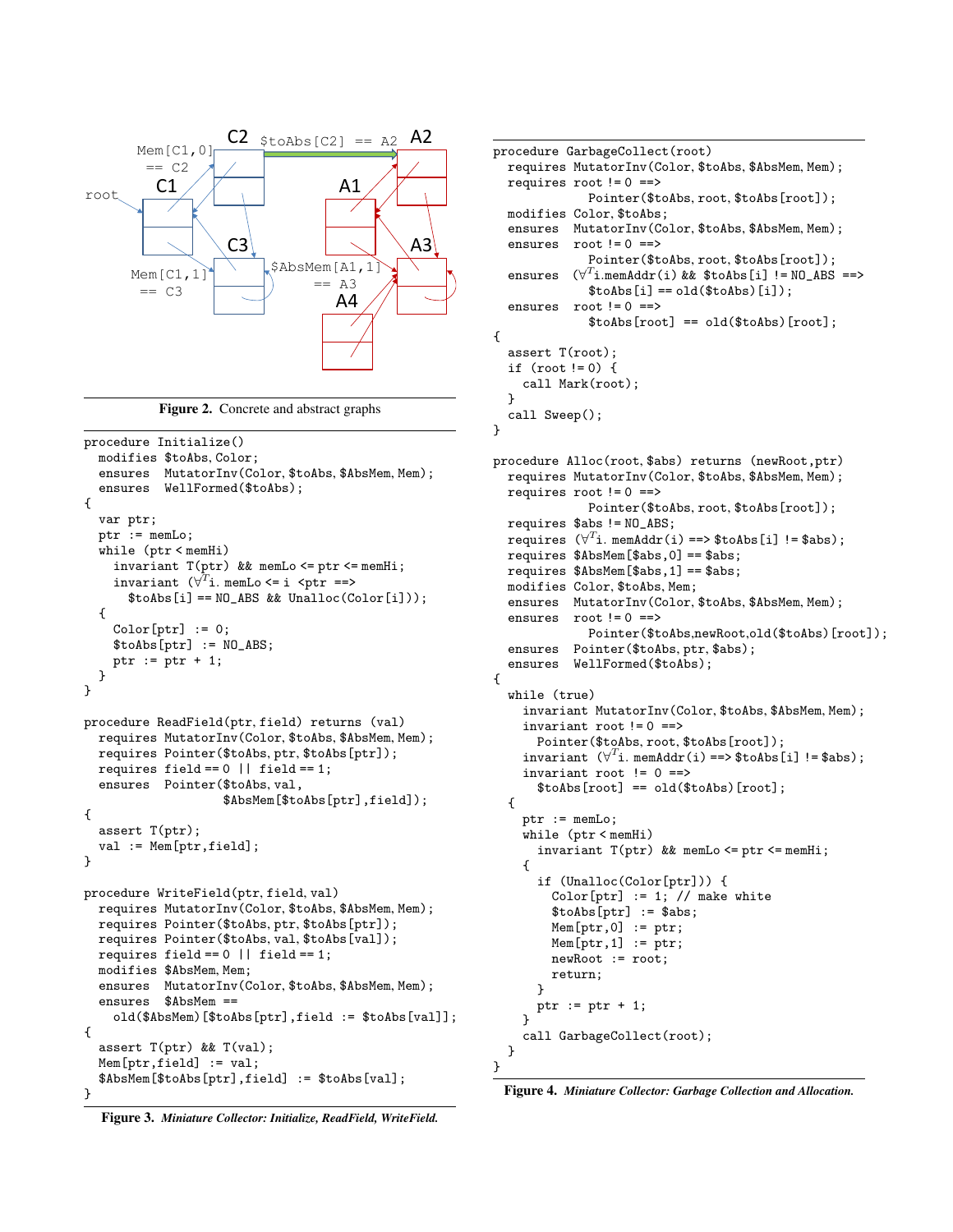Figure 2. Concrete and abstract graphs

```
procedure Initialize()
  modifies $toAbs, Color;
  ensures  MutatorInv(Color, $toAbs, $AbsMem, Mem);
  ensures  WellFormed($toAbs);
{
  var ptr;
  ptr := memLo;
  while (ptr < memHi)
    invariant T(ptr) && memLo <= ptr <= memHi;
    invariant (∀^T i. memLo <= i <ptr ==>
      $toAbs[i] == NO_ABS && Unalloc(Color[i]));
  {
    Color[ptr] := 0;
    $toAbs[ptr] := NO_ABS;
    ptr := ptr + 1;
  }
}

procedure ReadField(ptr, field) returns (val)
  requires MutatorInv(Color, $toAbs, $AbsMem, Mem);
  requires Pointer($toAbs, ptr, $toAbs[ptr]);
  requires field == 0 || field == 1;
  ensures  Pointer($toAbs, val,
                   $AbsMem[$toAbs[ptr],field]);
{
  assert T(ptr);
  val := Mem[ptr,field];
}

procedure WriteField(ptr, field, val)
  requires MutatorInv(Color, $toAbs, $AbsMem, Mem);
  requires Pointer($toAbs, ptr, $toAbs[ptr]);
  requires Pointer($toAbs, val, $toAbs[val]);
  requires field == 0 || field == 1;
  modifies $AbsMem, Mem;
  ensures  MutatorInv(Color, $toAbs, $AbsMem, Mem);
  ensures  $AbsMem ==
    old($AbsMem)[$toAbs[ptr],field := $toAbs[val]];
{
  assert T(ptr) && T(val);
  Mem[ptr,field] := val;
  $AbsMem[$toAbs[ptr],field] := $toAbs[val];
}
```

**Figure 3.** *Miniature Collector: Initialize, ReadField, WriteField.*

```
procedure GarbageCollect(root)
  requires MutatorInv(Color, $toAbs, $AbsMem, Mem);
  requires root != 0 ==>
             Pointer($toAbs, root, $toAbs[root]);
  modifies Color, $toAbs;
  ensures  MutatorInv(Color, $toAbs, $AbsMem, Mem);
  ensures  root != 0 ==>
             Pointer($toAbs, root, $toAbs[root]);
  ensures  (∀^T i.memAddr(i) && $toAbs[i] != NO_ABS ==>
             $toAbs[i] == old($toAbs)[i]);
  ensures  root != 0 ==>
             $toAbs[root] == old($toAbs)[root];
{
  assert T(root);
  if (root != 0) {
    call Mark(root);
  }
  call Sweep();
}

procedure Alloc(root,$abs) returns (newRoot,ptr)
  requires MutatorInv(Color, $toAbs, $AbsMem, Mem);
  requires root != 0 ==>
             Pointer($toAbs, root, $toAbs[root]);
  requires $abs != NO_ABS;
  requires (∀^T i. memAddr(i) ==> $toAbs[i] != $abs);
  requires $AbsMem[$abs,0] == $abs;
  requires $AbsMem[$abs,1] == $abs;
  modifies Color, $toAbs, Mem;
  ensures  MutatorInv(Color, $toAbs, $AbsMem, Mem);
  ensures  root != 0 ==>
             Pointer($toAbs,newRoot,old($toAbs)[root]);
  ensures  Pointer($toAbs, ptr, $abs);
  ensures  WellFormed($toAbs);
{
  while (true)
    invariant MutatorInv(Color, $toAbs, $AbsMem, Mem);
    invariant root != 0 ==>
      Pointer($toAbs, root, $toAbs[root]);
    invariant (∀^T i. memAddr(i) ==> $toAbs[i] != $abs);
    invariant root != 0 ==>
      $toAbs[root] == old($toAbs)[root];
  {
    ptr := memLo;
    while (ptr < memHi)
      invariant T(ptr) && memLo <= ptr <= memHi;
    {
      if (Unalloc(Color[ptr])) {
        Color[ptr] := 1; // make white
        $toAbs[ptr] := $abs;
        Mem[ptr,0] := ptr;
        Mem[ptr,1] := ptr;
        newRoot := root;
        return;
      }
      ptr := ptr + 1;
    }
    call GarbageCollect(root);
  }
}
```

**Figure 4.** *Miniature Collector: Garbage Collection and Allocation.*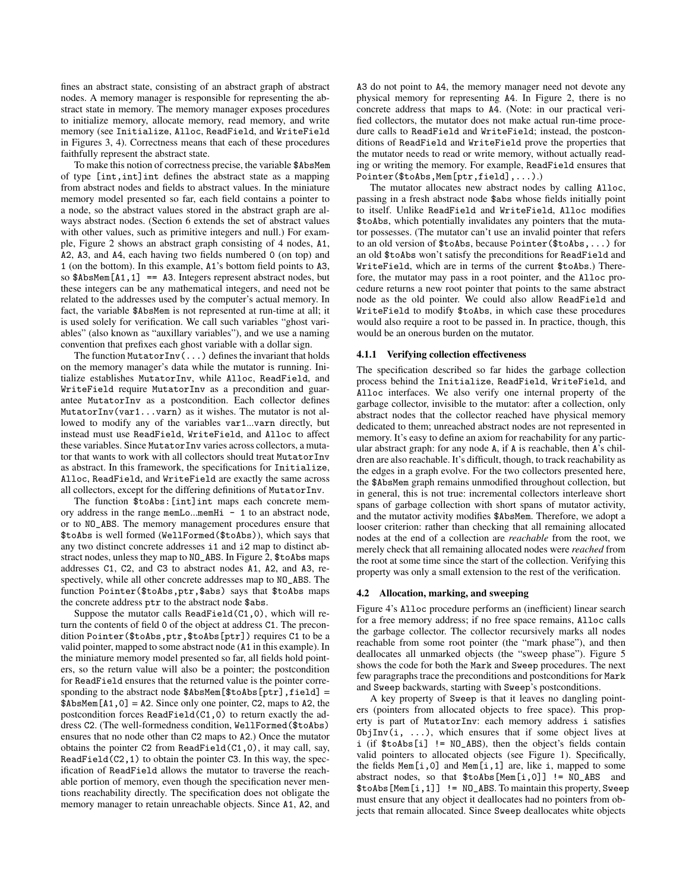fines an abstract state, consisting of an abstract graph of abstract nodes. A memory manager is responsible for representing the abstract state in memory. The memory manager exposes procedures to initialize memory, allocate memory, read memory, and write memory (see `Initialize`, `Alloc`, `ReadField`, and `WriteField` in Figures 3, 4). Correctness means that each of these procedures faithfully represent the abstract state.

To make this notion of correctness precise, the variable `$AbsMem` of type `[int,int]int` defines the abstract state as a mapping from abstract nodes and fields to abstract values. In the miniature memory model presented so far, each field contains a pointer to a node, so the abstract values stored in the abstract graph are always abstract nodes. (Section 6 extends the set of abstract values with other values, such as primitive integers and null.) For example, Figure 2 shows an abstract graph consisting of 4 nodes, `A1`, `A2`, `A3`, and `A4`, each having two fields numbered `0` (on top) and `1` (on the bottom). In this example, `A1`'s bottom field points to `A3`, so `$AbsMem[A1,1] == A3`. Integers represent abstract nodes, but these integers can be any mathematical integers, and need not be related to the addresses used by the computer's actual memory. In fact, the variable `$AbsMem` is not represented at run-time at all; it is used solely for verification. We call such variables "ghost variables" (also known as "auxillary variables"), and we use a naming convention that prefixes each ghost variable with a dollar sign.

The function `MutatorInv(...)` defines the invariant that holds on the memory manager's data while the mutator is running. Initialize establishes `MutatorInv`, while `Alloc`, `ReadField`, and `WriteField` require `MutatorInv` as a precondition and guarantee `MutatorInv` as a postcondition. Each collector defines `MutatorInv(var1...varn)` as it wishes. The mutator is not allowed to modify any of the variables var1...varn directly, but instead must use `ReadField`, `WriteField`, and `Alloc` to affect these variables. Since `MutatorInv` varies across collectors, a mutator that wants to work with all collectors should treat `MutatorInv` as abstract. In this framework, the specifications for `Initialize`, `Alloc`, `ReadField`, and `WriteField` are exactly the same across all collectors, except for the differing definitions of `MutatorInv`.

The function `$toAbs:[int]int` maps each concrete memory address in the range memLo...memHi - 1 to an abstract node, or to `NO_ABS`. The memory management procedures ensure that `$toAbs` is well formed (`WellFormed($toAbs)`), which says that any two distinct concrete addresses i1 and i2 map to distinct abstract nodes, unless they map to `NO_ABS`. In Figure 2, `$toAbs` maps addresses `C1`, `C2`, and `C3` to abstract nodes `A1`, `A2`, and `A3`, respectively, while all other concrete addresses map to `NO_ABS`. The function `Pointer($toAbs,ptr,$abs)` says that `$toAbs` maps the concrete address `ptr` to the abstract node `$abs`.

Suppose the mutator calls `ReadField(C1,0)`, which will return the contents of field `0` of the object at address `C1`. The precondition `Pointer($toAbs,ptr,$toAbs[ptr])` requires `C1` to be a valid pointer, mapped to some abstract node (`A1` in this example). In the miniature memory model presented so far, all fields hold pointers, so the return value will also be a pointer; the postcondition for `ReadField` ensures that the returned value is the pointer corresponding to the abstract node `$AbsMem[$toAbs[ptr],field] = $AbsMem[A1,0] = A2`. Since only one pointer, `C2`, maps to `A2`, the postcondition forces `ReadField(C1,0)` to return exactly the address `C2`. (The well-formedness condition, `WellFormed($toAbs)` ensures that no node other than `C2` maps to `A2`.) Once the mutator obtains the pointer `C2` from `ReadField(C1,0)`, it may call, say, `ReadField(C2,1)` to obtain the pointer `C3`. In this way, the specification of `ReadField` allows the mutator to traverse the reachable portion of memory, even though the specification never mentions reachability directly. The specification does not obligate the memory manager to retain unreachable objects. Since `A1`, `A2`, and `A3` do not point to `A4`, the memory manager need not devote any physical memory for representing `A4`. In Figure 2, there is no concrete address that maps to `A4`. (Note: in our practical verified collectors, the mutator does not make actual run-time procedure calls to `ReadField` and `WriteField`; instead, the postconditions of `ReadField` and `WriteField` prove the properties that the mutator needs to read or write memory, without actually reading or writing the memory. For example, `ReadField` ensures that `Pointer($toAbs,Mem[ptr,field],...)`.)

The mutator allocates new abstract nodes by calling `Alloc`, passing in a fresh abstract node `$abs` whose fields initially point to itself. Unlike `ReadField` and `WriteField`, `Alloc` modifies `$toAbs`, which potentially invalidates any pointers that the mutator possesses. (The mutator can't use an invalid pointer that refers to an old version of `$toAbs`, because `Pointer($toAbs,...)` for an old `$toAbs` won't satisfy the preconditions for `ReadField` and `WriteField`, which are in terms of the current `$toAbs`.) Therefore, the mutator may pass in a root pointer, and the `Alloc` procedure returns a new root pointer that points to the same abstract node as the old pointer. We could also allow `ReadField` and `WriteField` to modify `$toAbs`, in which case these procedures would also require a root to be passed in. In practice, though, this would be an onerous burden on the mutator.

#### 4.1.1 Verifying collection effectiveness

The specification described so far hides the garbage collection process behind the `Initialize`, `ReadField`, `WriteField`, and `Alloc` interfaces. We also verify one internal property of the garbage collector, invisible to the mutator: after a collection, only abstract nodes that the collector reached have physical memory dedicated to them; unreached abstract nodes are not represented in memory. It's easy to define an axiom for reachability for any particular abstract graph: for any node `A`, if `A` is reachable, then `A`'s children are also reachable. It's difficult, though, to track reachability as the edges in a graph evolve. For the two collectors presented here, the `$AbsMem` graph remains unmodified throughout collection, but in general, this is not true: incremental collectors interleave short spans of garbage collection with short spans of mutator activity, and the mutator activity modifies `$AbsMem`. Therefore, we adopt a looser criterion: rather than checking that all remaining allocated nodes at the end of a collection are *reachable* from the root, we merely check that all remaining allocated nodes were *reached* from the root at some time since the start of the collection. Verifying this property was only a small extension to the rest of the verification.

### 4.2 Allocation, marking, and sweeping

Figure 4's `Alloc` procedure performs an (inefficient) linear search for a free memory address; if no free space remains, `Alloc` calls the garbage collector. The collector recursively marks all nodes reachable from some root pointer (the "mark phase"), and then deallocates all unmarked objects (the "sweep phase"). Figure 5 shows the code for both the `Mark` and `Sweep` procedures. The next few paragraphs trace the preconditions and postconditions for `Mark` and `Sweep` backwards, starting with `Sweep`'s postconditions.

A key property of `Sweep` is that it leaves no dangling pointers (pointers from allocated objects to free space). This property is part of `MutatorInv`: each memory address `i` satisfies `ObjInv(i, ...)`, which ensures that if some object lives at `i` (if `$toAbs[i] != NO_ABS`), then the object's fields contain valid pointers to allocated objects (see Figure 1). Specifically, the fields `Mem[i,0]` and `Mem[i,1]` are, like `i`, mapped to some abstract nodes, so that `$toAbs[Mem[i,0]] != NO_ABS` and `$toAbs[Mem[i,1]] != NO_ABS`. To maintain this property, `Sweep` must ensure that any object it deallocates had no pointers from objects that remain allocated. Since `Sweep` deallocates white objects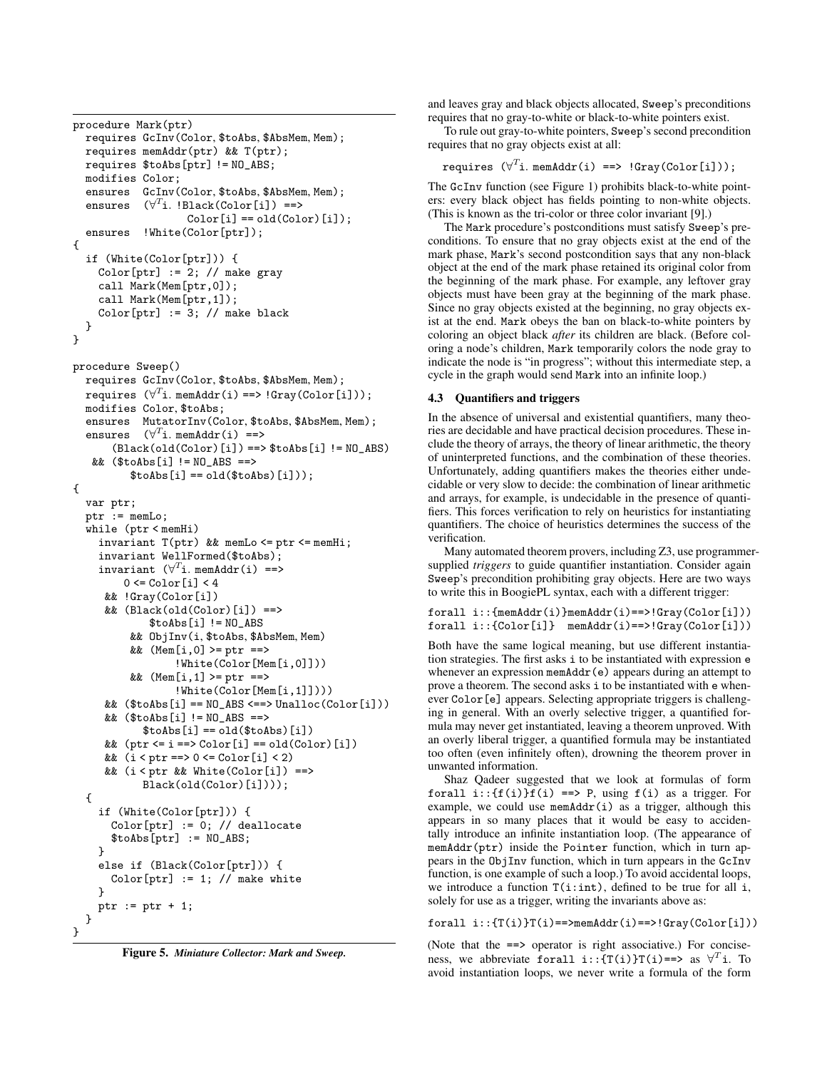```
procedure Mark(ptr)
  requires GcInv(Color, $toAbs, $AbsMem, Mem);
  requires memAddr(ptr) && T(ptr);
  requires $toAbs[ptr] != NO_ABS;
  modifies Color;
  ensures  GcInv(Color, $toAbs, $AbsMem, Mem);
  ensures  (∀Ti. !Black(Color[i]) ==>
                 Color[i] == old(Color)[i]);
  ensures  !White(Color[ptr]);
{
  if (White(Color[ptr])) {
    Color[ptr] := 2; // make gray
    call Mark(Mem[ptr,0]);
    call Mark(Mem[ptr,1]);
    Color[ptr] := 3; // make black
  }
}

procedure Sweep()
  requires GcInv(Color, $toAbs, $AbsMem, Mem);
  requires (∀Ti. memAddr(i) ==> !Gray(Color[i]));
  modifies Color, $toAbs;
  ensures  MutatorInv(Color, $toAbs, $AbsMem, Mem);
  ensures  (∀Ti. memAddr(i) ==>
      (Black(old(Color)[i]) ==> $toAbs[i] != NO_ABS)
   && ($toAbs[i] != NO_ABS ==>
        $toAbs[i] == old($toAbs)[i]));
{
  var ptr;
  ptr := memLo;
  while (ptr < memHi)
    invariant T(ptr) && memLo <= ptr <= memHi;
    invariant WellFormed($toAbs);
    invariant (∀Ti. memAddr(i) ==>
        0 <= Color[i] < 4
     && !Gray(Color[i])
     && (Black(old(Color)[i]) ==>
            $toAbs[i] != NO_ABS
         && ObjInv(i, $toAbs, $AbsMem, Mem)
         && (Mem[i,0] >= ptr ==>
                !White(Color[Mem[i,0]]))
         && (Mem[i,1] >= ptr ==>
                !White(Color[Mem[i,1]])))
     && ($toAbs[i] == NO_ABS <==> Unalloc(Color[i]))
     && ($toAbs[i] != NO_ABS ==>
          $toAbs[i] == old($toAbs)[i])
     && (ptr <= i ==> Color[i] == old(Color)[i])
     && (i < ptr ==> 0 <= Color[i] < 2)
     && (i < ptr && White(Color[i]) ==>
          Black(old(Color)[i])));
  {
    if (White(Color[ptr])) {
      Color[ptr] := 0; // deallocate
      $toAbs[ptr] := NO_ABS;
    }
    else if (Black(Color[ptr])) {
      Color[ptr] := 1; // make white
    }
    ptr := ptr + 1;
  }
}
```

**Figure 5.** *Miniature Collector: Mark and Sweep.*

and leaves gray and black objects allocated, Sweep's preconditions requires that no gray-to-white or black-to-white pointers exist.

To rule out gray-to-white pointers, Sweep's second precondition requires that no gray objects exist at all:

```
requires (∀Ti. memAddr(i) ==> !Gray(Color[i]));
```

The GcInv function (see Figure 1) prohibits black-to-white pointers: every black object has fields pointing to non-white objects. (This is known as the tri-color or three color invariant [9].)

The Mark procedure's postconditions must satisfy Sweep's preconditions. To ensure that no gray objects exist at the end of the mark phase, Mark's second postcondition says that any non-black object at the end of the mark phase retained its original color from the beginning of the mark phase. For example, any leftover gray objects must have been gray at the beginning of the mark phase. Since no gray objects existed at the beginning, no gray objects exist at the end. Mark obeys the ban on black-to-white pointers by coloring an object black *after* its children are black. (Before coloring a node's children, Mark temporarily colors the node gray to indicate the node is "in progress"; without this intermediate step, a cycle in the graph would send Mark into an infinite loop.)

### 4.3 Quantifiers and triggers

In the absence of universal and existential quantifiers, many theories are decidable and have practical decision procedures. These include the theory of arrays, the theory of linear arithmetic, the theory of uninterpreted functions, and the combination of these theories. Unfortunately, adding quantifiers makes the theories either undecidable or very slow to decide: the combination of linear arithmetic and arrays, for example, is undecidable in the presence of quantifiers. This forces verification to rely on heuristics for instantiating quantifiers. The choice of heuristics determines the success of the verification.

Many automated theorem provers, including Z3, use programmer-supplied *triggers* to guide quantifier instantiation. Consider again Sweep's precondition prohibiting gray objects. Here are two ways to write this in BoogiePL syntax, each with a different trigger:

```
forall i::{memAddr(i)}memAddr(i)==>!Gray(Color[i]))
forall i::{Color[i]}  memAddr(i)==>!Gray(Color[i]))
```

Both have the same logical meaning, but use different instantiation strategies. The first asks i to be instantiated with expression e whenever an expression memAddr(e) appears during an attempt to prove a theorem. The second asks i to be instantiated with e whenever Color[e] appears. Selecting appropriate triggers is challenging in general. With an overly selective trigger, a quantified formula may never get instantiated, leaving a theorem unproved. With an overly liberal trigger, a quantified formula may be instantiated too often (even infinitely often), drowning the theorem prover in unwanted information.

Shaz Qadeer suggested that we look at formulas of form forall i::{f(i)}f(i) ==> P, using f(i) as a trigger. For example, we could use memAddr(i) as a trigger, although this appears in so many places that it would be easy to accidentally introduce an infinite instantiation loop. (The appearance of memAddr(ptr) inside the Pointer function, which in turn appears in the ObjInv function, which in turn appears in the GcInv function, is one example of such a loop.) To avoid accidental loops, we introduce a function T(i:int), defined to be true for all i, solely for use as a trigger, writing the invariants above as:

```
forall i::{T(i)}T(i)==>memAddr(i)==>!Gray(Color[i]))
```

(Note that the ==> operator is right associative.) For conciseness, we abbreviate forall i::{T(i)}T(i)==> as $\forall^T$i. To avoid instantiation loops, we never write a formula of the form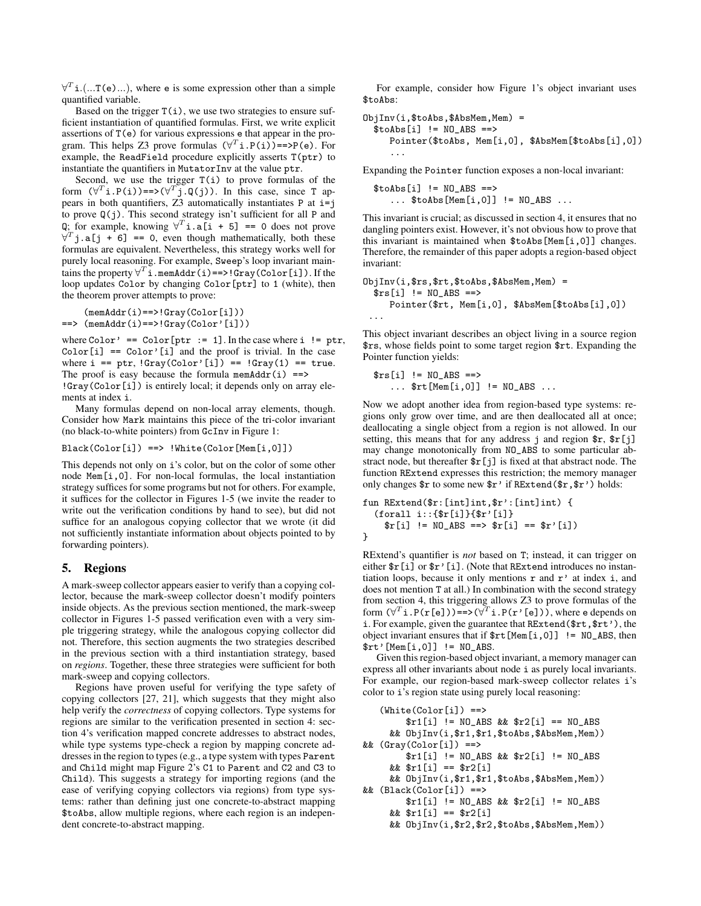$\forall^T$ i.(...T(e)...), where e is some expression other than a simple quantified variable.

Based on the trigger T(i), we use two strategies to ensure sufficient instantiation of quantified formulas. First, we write explicit assertions of T(e) for various expressions e that appear in the program. This helps Z3 prove formulas ($\forall^T$i.P(i))==>P(e). For example, the ReadField procedure explicitly asserts T(ptr) to instantiate the quantifiers in MutatorInv at the value ptr.

Second, we use the trigger T(i) to prove formulas of the form ($\forall^T$i.P(i))==>($\forall^T$j.Q(j)). In this case, since T appears in both quantifiers, Z3 automatically instantiates P at i=j to prove Q(j). This second strategy isn't sufficient for all P and Q; for example, knowing $\forall^T$i.a[i + 5] == 0 does not prove $\forall^T$j.a[j + 6] == 0, even though mathematically, both these formulas are equivalent. Nevertheless, this strategy works well for purely local reasoning. For example, Sweep's loop invariant maintains the property $\forall^T$i.memAddr(i)==>!Gray(Color[i]). If the loop updates Color by changing Color[ptr] to 1 (white), then the theorem prover attempts to prove:

```
    (memAddr(i)==>!Gray(Color[i]))
==> (memAddr(i)==>!Gray(Color'[i]))
```

where Color' == Color[ptr := 1]. In the case where i != ptr, Color[i] == Color'[i] and the proof is trivial. In the case where i == ptr, !Gray(Color'[i]) == !Gray(1) == true. The proof is easy because the formula memAddr(i) ==> !Gray(Color[i]) is entirely local; it depends only on array elements at index i.

Many formulas depend on non-local array elements, though. Consider how Mark maintains this piece of the tri-color invariant (no black-to-white pointers) from GcInv in Figure 1:

```
Black(Color[i]) ==> !White(Color[Mem[i,0]])
```

This depends not only on i's color, but on the color of some other node Mem[i,0]. For non-local formulas, the local instantiation strategy suffices for some programs but not for others. For example, it suffices for the collector in Figures 1-5 (we invite the reader to write out the verification conditions by hand to see), but did not suffice for an analogous copying collector that we wrote (it did not sufficiently instantiate information about objects pointed to by forwarding pointers).

## 5. Regions

A mark-sweep collector appears easier to verify than a copying collector, because the mark-sweep collector doesn't modify pointers inside objects. As the previous section mentioned, the mark-sweep collector in Figures 1-5 passed verification even with a very simple triggering strategy, while the analogous copying collector did not. Therefore, this section augments the two strategies described in the previous section with a third instantiation strategy, based on *regions*. Together, these three strategies were sufficient for both mark-sweep and copying collectors.

Regions have proven useful for verifying the type safety of copying collectors [27, 21], which suggests that they might also help verify the *correctness* of copying collectors. Type systems for regions are similar to the verification presented in section 4: section 4's verification mapped concrete addresses to abstract nodes, while type systems type-check a region by mapping concrete addresses in the region to types (e.g., a type system with types Parent and Child might map Figure 2's C1 to Parent and C2 and C3 to Child). This suggests a strategy for importing regions (and the ease of verifying copying collectors via regions) from type systems: rather than defining just one concrete-to-abstract mapping $toAbs, allow multiple regions, where each region is an independent concrete-to-abstract mapping.

For example, consider how Figure 1's object invariant uses $toAbs:

```
ObjInv(i,$toAbs,$AbsMem,Mem) =
  $toAbs[i] != NO_ABS ==>
     Pointer($toAbs, Mem[i,0], $AbsMem[$toAbs[i],0])
     ...
```

Expanding the Pointer function exposes a non-local invariant:

```
  $toAbs[i] != NO_ABS ==>
     ... $toAbs[Mem[i,0]] != NO_ABS ...
```

This invariant is crucial; as discussed in section 4, it ensures that no dangling pointers exist. However, it's not obvious how to prove that this invariant is maintained when $toAbs[Mem[i,0]] changes. Therefore, the remainder of this paper adopts a region-based object invariant:

```
ObjInv(i,$rs,$rt,$toAbs,$AbsMem,Mem) =
  $rs[i] != NO_ABS ==>
     Pointer($rt, Mem[i,0], $AbsMem[$toAbs[i],0])
 ...
```

This object invariant describes an object living in a source region $rs, whose fields point to some target region $rt. Expanding the Pointer function yields:

```
  $rs[i] != NO_ABS ==>
     ... $rt[Mem[i,0]] != NO_ABS ...
```

Now we adopt another idea from region-based type systems: regions only grow over time, and are then deallocated all at once; deallocating a single object from a region is not allowed. In our setting, this means that for any address j and region $r, $r[j] may change monotonically from NO_ABS to some particular abstract node, but thereafter $r[j] is fixed at that abstract node. The function RExtend expresses this restriction; the memory manager only changes $r to some new $r' if RExtend($r,$r') holds:

```
fun RExtend($r:[int]int,$r':[int]int) {
  (forall i::{$r[i]}{$r'[i]}
    $r[i] != NO_ABS ==> $r[i] == $r'[i])
}
```

RExtend's quantifier is *not* based on T; instead, it can trigger on either $r[i] or $r'[i]. (Note that RExtend introduces no instantiation loops, because it only mentions r and r' at index i, and does not mention T at all.) In combination with the second strategy from section 4, this triggering allows Z3 to prove formulas of the form ($\forall^T$i.P(r[e]))==>($\forall^T$i.P(r'[e])), where e depends on i. For example, given the guarantee that RExtend($rt,$rt'), the object invariant ensures that if $rt[Mem[i,0]] != NO_ABS, then $rt'[Mem[i,0]] != NO_ABS.

Given this region-based object invariant, a memory manager can express all other invariants about node i as purely local invariants. For example, our region-based mark-sweep collector relates i's color to i's region state using purely local reasoning:

```
   (White(Color[i]) ==>
        $r1[i] != NO_ABS && $r2[i] == NO_ABS
     && ObjInv(i,$r1,$r1,$toAbs,$AbsMem,Mem))
&& (Gray(Color[i]) ==>
        $r1[i] != NO_ABS && $r2[i] != NO_ABS
     && $r1[i] == $r2[i]
     && ObjInv(i,$r1,$r1,$toAbs,$AbsMem,Mem))
&& (Black(Color[i]) ==>
        $r1[i] != NO_ABS && $r2[i] != NO_ABS
     && $r1[i] == $r2[i]
     && ObjInv(i,$r2,$r2,$toAbs,$AbsMem,Mem))
```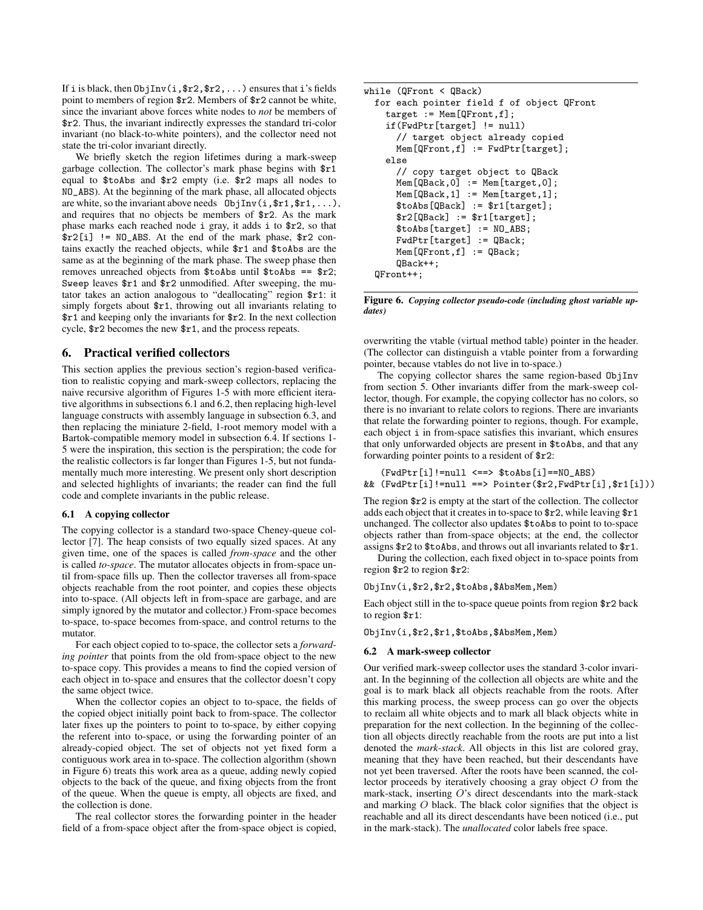If i is black, then `ObjInv(i,$r2,$r2,...)` ensures that i's fields point to members of region `$r2`. Members of `$r2` cannot be white, since the invariant above forces white nodes to *not* be members of `$r2`. Thus, the invariant implicitly expresses the standard tri-color invariant (no black-to-white pointers), and the collector need not state the tri-color invariant directly.

We briefly sketch the region lifetimes during a mark-sweep garbage collection. The collector's mark phase begins with `$r1` equal to `$toAbs` and `$r2` empty (i.e. `$r2` maps all nodes to `NO_ABS`). At the beginning of the mark phase, all allocated objects are white, so the invariant above needs `ObjInv(i,$r1,$r1,...)`, and requires that no objects be members of `$r2`. As the mark phase marks each reached node i gray, it adds i to `$r2`, so that `$r2[i] != NO_ABS`. At the end of the mark phase, `$r2` contains exactly the reached objects, while `$r1` and `$toAbs` are the same as at the beginning of the mark phase. The sweep phase then removes unreached objects from `$toAbs` until `$toAbs == $r2`; `Sweep` leaves `$r1` and `$r2` unmodified. After sweeping, the mutator takes an action analogous to "deallocating" region `$r1`: it simply forgets about `$r1`, throwing out all invariants relating to `$r1` and keeping only the invariants for `$r2`. In the next collection cycle, `$r2` becomes the new `$r1`, and the process repeats.

## 6. Practical verified collectors

This section applies the previous section's region-based verification to realistic copying and mark-sweep collectors, replacing the naive recursive algorithm of Figures 1-5 with more efficient iterative algorithms in subsections 6.1 and 6.2, then replacing high-level language constructs with assembly language in subsection 6.3, and then replacing the miniature 2-field, 1-root memory model with a Bartok-compatible memory model in subsection 6.4. If sections 1-5 were the inspiration, this section is the perspiration; the code for the realistic collectors is far longer than Figures 1-5, but not fundamentally much more interesting. We present only short description and selected highlights of invariants; the reader can find the full code and complete invariants in the public release.

### 6.1 A copying collector

The copying collector is a standard two-space Cheney-queue collector [7]. The heap consists of two equally sized spaces. At any given time, one of the spaces is called *from-space* and the other is called *to-space*. The mutator allocates objects in from-space until from-space fills up. Then the collector traverses all from-space objects reachable from the root pointer, and copies these objects into to-space. (All objects left in from-space are garbage, and are simply ignored by the mutator and collector.) From-space becomes to-space, to-space becomes from-space, and control returns to the mutator.

For each object copied to to-space, the collector sets a *forwarding pointer* that points from the old from-space object to the new to-space copy. This provides a means to find the copied version of each object in to-space and ensures that the collector doesn't copy the same object twice.

When the collector copies an object to to-space, the fields of the copied object initially point back to from-space. The collector later fixes up the pointers to point to to-space, by either copying the referent into to-space, or using the forwarding pointer of an already-copied object. The set of objects not yet fixed form a contiguous work area in to-space. The collection algorithm (shown in Figure 6) treats this work area as a queue, adding newly copied objects to the back of the queue, and fixing objects from the front of the queue. When the queue is empty, all objects are fixed, and the collection is done.

The real collector stores the forwarding pointer in the header field of a from-space object after the from-space object is copied, overwriting the vtable (virtual method table) pointer in the header. (The collector can distinguish a vtable pointer from a forwarding pointer, because vtables do not live in to-space.)

```
while (QFront < QBack)
  for each pointer field f of object QFront
    target := Mem[QFront,f];
    if(FwdPtr[target] != null)
      // target object already copied
      Mem[QFront,f] := FwdPtr[target];
    else
      // copy target object to QBack
      Mem[QBack,0] := Mem[target,0];
      Mem[QBack,1] := Mem[target,1];
      $toAbs[QBack] := $r1[target];
      $r2[QBack] := $r1[target];
      $toAbs[target] := NO_ABS;
      FwdPtr[target] := QBack;
      Mem[QFront,f] := QBack;
      QBack++;
  QFront++;
```

**Figure 6.** ***Copying collector pseudo-code (including ghost variable updates)***

The copying collector shares the same region-based `ObjInv` from section 5. Other invariants differ from the mark-sweep collector, though. For example, the copying collector has no colors, so there is no invariant to relate colors to regions. There are invariants that relate the forwarding pointer to regions, though. For example, each object i in from-space satisfies this invariant, which ensures that only unforwarded objects are present in `$toAbs`, and that any forwarding pointer points to a resident of `$r2`:

```
   (FwdPtr[i]!=null <==> $toAbs[i]==NO_ABS)
&& (FwdPtr[i]!=null ==> Pointer($r2,FwdPtr[i],$r1[i]))
```

The region `$r2` is empty at the start of the collection. The collector adds each object that it creates in to-space to `$r2`, while leaving `$r1` unchanged. The collector also updates `$toAbs` to point to to-space objects rather than from-space objects; at the end, the collector assigns `$r2` to `$toAbs`, and throws out all invariants related to `$r1`.

During the collection, each fixed object in to-space points from region `$r2` to region `$r2`:

```
ObjInv(i,$r2,$r2,$toAbs,$AbsMem,Mem)
```

Each object still in the to-space queue points from region `$r2` back to region `$r1`:

```
ObjInv(i,$r2,$r1,$toAbs,$AbsMem,Mem)
```

### 6.2 A mark-sweep collector

Our verified mark-sweep collector uses the standard 3-color invariant. In the beginning of the collection all objects are white and the goal is to mark black all objects reachable from the roots. After this marking process, the sweep process can go over the objects to reclaim all white objects and to mark all black objects white in preparation for the next collection. In the beginning of the collection all objects directly reachable from the roots are put into a list denoted the *mark-stack*. All objects in this list are colored gray, meaning that they have been reached, but their descendants have not yet been traversed. After the roots have been scanned, the collector proceeds by iteratively choosing a gray object $O$ from the mark-stack, inserting $O$'s direct descendants into the mark-stack and marking $O$ black. The black color signifies that the object is reachable and all its direct descendants have been noticed (i.e., put in the mark-stack). The *unallocated* color labels free space.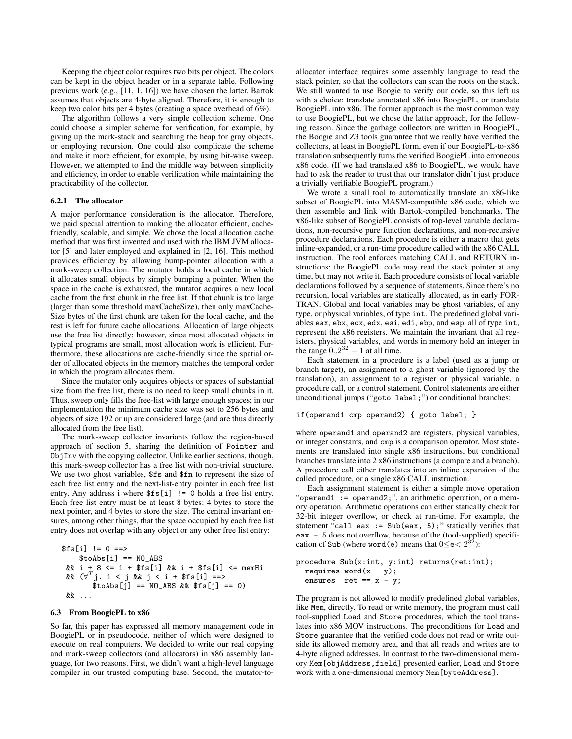Keeping the object color requires two bits per object. The colors can be kept in the object header or in a separate table. Following previous work (e.g., [11, 1, 16]) we have chosen the latter. Bartok assumes that objects are 4-byte aligned. Therefore, it is enough to keep two color bits per 4 bytes (creating a space overhead of 6%).

The algorithm follows a very simple collection scheme. One could choose a simpler scheme for verification, for example, by giving up the mark-stack and searching the heap for gray objects, or employing recursion. One could also complicate the scheme and make it more efficient, for example, by using bit-wise sweep. However, we attempted to find the middle way between simplicity and efficiency, in order to enable verification while maintaining the practicability of the collector.

#### 6.2.1 The allocator

A major performance consideration is the allocator. Therefore, we paid special attention to making the allocator efficient, cache-friendly, scalable, and simple. We chose the local allocation cache method that was first invented and used with the IBM JVM allocator [5] and later employed and explained in [2, 16]. This method provides efficiency by allowing bump-pointer allocation with a mark-sweep collection. The mutator holds a local cache in which it allocates small objects by simply bumping a pointer. When the space in the cache is exhausted, the mutator acquires a new local cache from the first chunk in the free list. If that chunk is too large (larger than some threshold maxCacheSize), then only maxCacheSize bytes of the first chunk are taken for the local cache, and the rest is left for future cache allocations. Allocation of large objects use the free list directly; however, since most allocated objects in typical programs are small, most allocation work is efficient. Furthermore, these allocations are cache-friendly since the spatial order of allocated objects in the memory matches the temporal order in which the program allocates them.

Since the mutator only acquires objects or spaces of substantial size from the free list, there is no need to keep small chunks in it. Thus, sweep only fills the free-list with large enough spaces; in our implementation the minimum cache size was set to 256 bytes and objects of size 192 or up are considered large (and are thus directly allocated from the free list).

The mark-sweep collector invariants follow the region-based approach of section 5, sharing the definition of `Pointer` and `ObjInv` with the copying collector. Unlike earlier sections, though, this mark-sweep collector has a free list with non-trivial structure. We use two ghost variables, `$fs` and `$fn` to represent the size of each free list entry and the next-list-entry pointer in each free list entry. Any address i where `$fs[i] != 0` holds a free list entry. Each free list entry must be at least 8 bytes: 4 bytes to store the next pointer, and 4 bytes to store the size. The central invariant ensures, among other things, that the space occupied by each free list entry does not overlap with any object or any other free list entry:

```
$fs[i] != 0 ==>
    $toAbs[i] == NO_ABS
 && i + 8 <= i + $fs[i] && i + $fs[i] <= memHi
 && (∀^T j. i < j && j < i + $fs[i] ==>
       $toAbs[j] == NO_ABS && $fs[j] == 0)
 && ...
```

### 6.3 From BoogiePL to x86

So far, this paper has expressed all memory management code in BoogiePL or in pseudocode, neither of which were designed to execute on real computers. We decided to write our real copying and mark-sweep collectors (and allocators) in x86 assembly language, for two reasons. First, we didn't want a high-level language compiler in our trusted computing base. Second, the mutator-to-allocator interface requires some assembly language to read the stack pointer, so that the collectors can scan the roots on the stack. We still wanted to use Boogie to verify our code, so this left us with a choice: translate annotated x86 into BoogiePL, or translate BoogiePL into x86. The former approach is the most common way to use BoogiePL, but we chose the latter approach, for the following reason. Since the garbage collectors are written in BoogiePL, the Boogie and Z3 tools guarantee that we really have verified the collectors, at least in BoogiePL form, even if our BoogiePL-to-x86 translation subsequently turns the verified BoogiePL into erroneous x86 code. (If we had translated x86 to BoogiePL, we would have had to ask the reader to trust that our translator didn't just produce a trivially verifiable BoogiePL program.)

We wrote a small tool to automatically translate an x86-like subset of BoogiePL into MASM-compatible x86 code, which we then assemble and link with Bartok-compiled benchmarks. The x86-like subset of BoogiePL consists of top-level variable declarations, non-recursive pure function declarations, and non-recursive procedure declarations. Each procedure is either a macro that gets inline-expanded, or a run-time procedure called with the x86 CALL instruction. The tool enforces matching CALL and RETURN instructions; the BoogiePL code may read the stack pointer at any time, but may not write it. Each procedure consists of local variable declarations followed by a sequence of statements. Since there's no recursion, local variables are statically allocated, as in early FORTRAN. Global and local variables may be ghost variables, of any type, or physical variables, of type `int`. The predefined global variables `eax`, `ebx`, `ecx`, `edx`, `esi`, `edi`, `ebp`, and `esp`, all of type `int`, represent the x86 registers. We maintain the invariant that all registers, physical variables, and words in memory hold an integer in the range $0..2^{32} - 1$ at all time.

Each statement in a procedure is a label (used as a jump or branch target), an assignment to a ghost variable (ignored by the translation), an assignment to a register or physical variable, a procedure call, or a control statement. Control statements are either unconditional jumps ("`goto label;`") or conditional branches:

```
if(operand1 cmp operand2) { goto label; }
```

where `operand1` and `operand2` are registers, physical variables, or integer constants, and `cmp` is a comparison operator. Most statements are translated into single x86 instructions, but conditional branches translate into 2 x86 instructions (a compare and a branch). A procedure call either translates into an inline expansion of the called procedure, or a single x86 CALL instruction.

Each assignment statement is either a simple move operation "`operand1 := operand2;`", an arithmetic operation, or a memory operation. Arithmetic operations can either statically check for 32-bit integer overflow, or check at run-time. For example, the statement "`call eax := Sub(eax, 5);`" statically verifies that `eax - 5` does not overflow, because of the (tool-supplied) specification of `Sub` (where `word(e)` means that $0 \leq e < 2^{32}$):

```
procedure Sub(x:int, y:int) returns(ret:int);
  requires word(x - y);
  ensures  ret == x - y;
```

The program is not allowed to modify predefined global variables, like `Mem`, directly. To read or write memory, the program must call tool-supplied `Load` and `Store` procedures, which the tool translates into x86 MOV instructions. The preconditions for `Load` and `Store` guarantee that the verified code does not read or write outside its allowed memory area, and that all reads and writes are to 4-byte aligned addresses. In contrast to the two-dimensional memory `Mem[objAddress,field]` presented earlier, `Load` and `Store` work with a one-dimensional memory `Mem[byteAddress]`.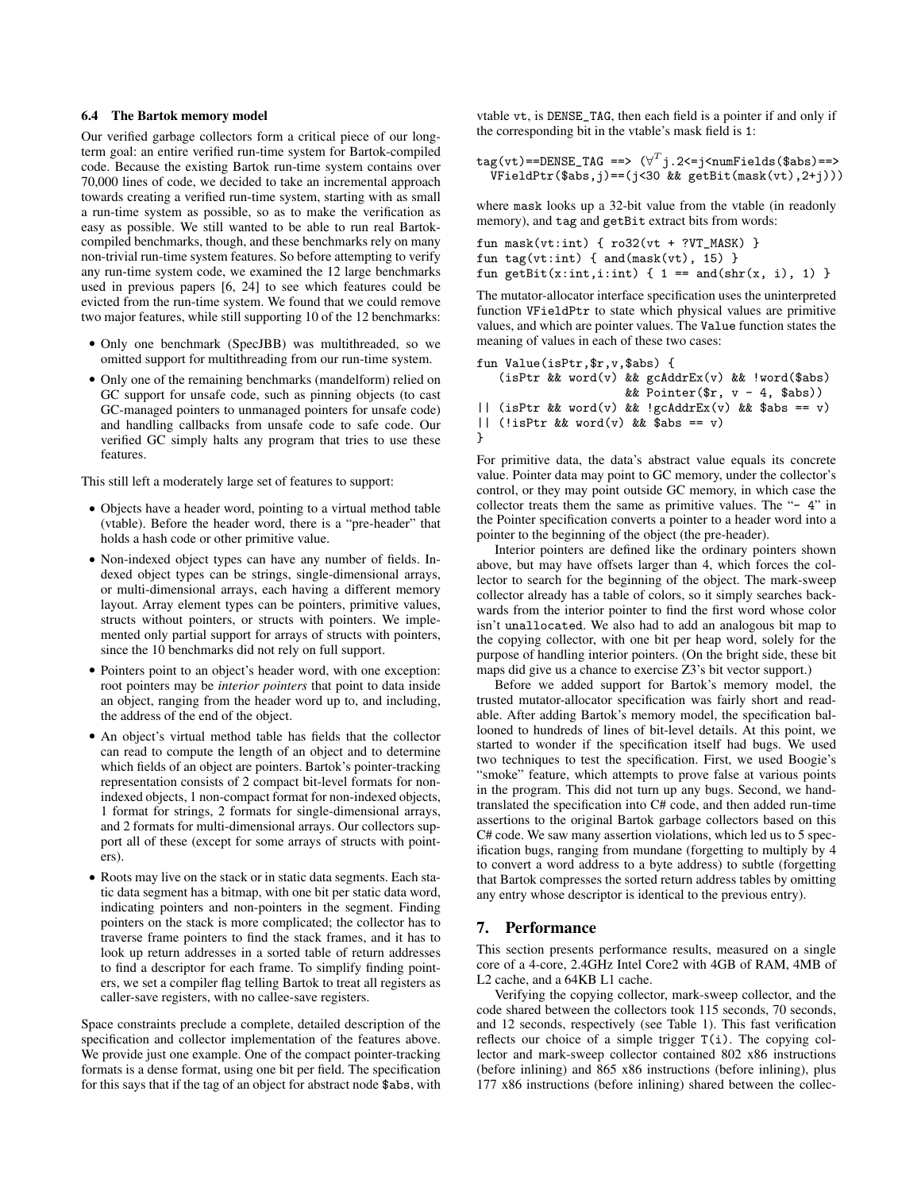### 6.4 The Bartok memory model

Our verified garbage collectors form a critical piece of our long-term goal: an entire verified run-time system for Bartok-compiled code. Because the existing Bartok run-time system contains over 70,000 lines of code, we decided to take an incremental approach towards creating a verified run-time system, starting with as small a run-time system as possible, so as to make the verification as easy as possible. We still wanted to be able to run real Bartok-compiled benchmarks, though, and these benchmarks rely on many non-trivial run-time system features. So before attempting to verify any run-time system code, we examined the 12 large benchmarks used in previous papers [6, 24] to see which features could be evicted from the run-time system. We found that we could remove two major features, while still supporting 10 of the 12 benchmarks:

- Only one benchmark (SpecJBB) was multithreaded, so we omitted support for multithreading from our run-time system.
- Only one of the remaining benchmarks (mandelform) relied on GC support for unsafe code, such as pinning objects (to cast GC-managed pointers to unmanaged pointers for unsafe code) and handling callbacks from unsafe code to safe code. Our verified GC simply halts any program that tries to use these features.

This still left a moderately large set of features to support:

- Objects have a header word, pointing to a virtual method table (vtable). Before the header word, there is a "pre-header" that holds a hash code or other primitive value.
- Non-indexed object types can have any number of fields. Indexed object types can be strings, single-dimensional arrays, or multi-dimensional arrays, each having a different memory layout. Array element types can be pointers, primitive values, structs without pointers, or structs with pointers. We implemented only partial support for arrays of structs with pointers, since the 10 benchmarks did not rely on full support.
- Pointers point to an object's header word, with one exception: root pointers may be *interior pointers* that point to data inside an object, ranging from the header word up to, and including, the address of the end of the object.
- An object's virtual method table has fields that the collector can read to compute the length of an object and to determine which fields of an object are pointers. Bartok's pointer-tracking representation consists of 2 compact bit-level formats for non-indexed objects, 1 non-compact format for non-indexed objects, 1 format for strings, 2 formats for single-dimensional arrays, and 2 formats for multi-dimensional arrays. Our collectors support all of these (except for some arrays of structs with pointers).
- Roots may live on the stack or in static data segments. Each static data segment has a bitmap, with one bit per static data word, indicating pointers and non-pointers in the segment. Finding pointers on the stack is more complicated; the collector has to traverse frame pointers to find the stack frames, and it has to look up return addresses in a sorted table of return addresses to find a descriptor for each frame. To simplify finding pointers, we set a compiler flag telling Bartok to treat all registers as caller-save registers, with no callee-save registers.

Space constraints preclude a complete, detailed description of the specification and collector implementation of the features above. We provide just one example. One of the compact pointer-tracking formats is a dense format, using one bit per field. The specification for this says that if the tag of an object for abstract node `$abs`, with vtable `vt`, is `DENSE_TAG`, then each field is a pointer if and only if the corresponding bit in the vtable's mask field is `1`:

```
tag(vt)==DENSE_TAG ==> (∀T j.2<=j<numFields($abs)==>
  VFieldPtr($abs,j)==(j<30 && getBit(mask(vt),2+j)))
```

where `mask` looks up a 32-bit value from the vtable (in readonly memory), and `tag` and `getBit` extract bits from words:

```
fun mask(vt:int) { ro32(vt + ?VT_MASK) }
fun tag(vt:int) { and(mask(vt), 15) }
fun getBit(x:int,i:int) { 1 == and(shr(x, i), 1) }
```

The mutator-allocator interface specification uses the uninterpreted function `VFieldPtr` to state which physical values are primitive values, and which are pointer values. The `Value` function states the meaning of values in each of these two cases:

```
fun Value(isPtr,$r,v,$abs) {
    (isPtr && word(v) && gcAddrEx(v) && !word($abs)
                      && Pointer($r, v - 4, $abs))
|| (isPtr && word(v) && !gcAddrEx(v) && $abs == v)
|| (!isPtr && word(v) && $abs == v)
}
```

For primitive data, the data's abstract value equals its concrete value. Pointer data may point to GC memory, under the collector's control, or they may point outside GC memory, in which case the collector treats them the same as primitive values. The "`- 4`" in the Pointer specification converts a pointer to a header word into a pointer to the beginning of the object (the pre-header).

Interior pointers are defined like the ordinary pointers shown above, but may have offsets larger than 4, which forces the collector to search for the beginning of the object. The mark-sweep collector already has a table of colors, so it simply searches backwards from the interior pointer to find the first word whose color isn't `unallocated`. We also had to add an analogous bit map to the copying collector, with one bit per heap word, solely for the purpose of handling interior pointers. (On the bright side, these bit maps did give us a chance to exercise Z3's bit vector support.)

Before we added support for Bartok's memory model, the trusted mutator-allocator specification was fairly short and readable. After adding Bartok's memory model, the specification ballooned to hundreds of lines of bit-level details. At this point, we started to wonder if the specification itself had bugs. We used two techniques to test the specification. First, we used Boogie's "smoke" feature, which attempts to prove false at various points in the program. This did not turn up any bugs. Second, we hand-translated the specification into C# code, and then added run-time assertions to the original Bartok garbage collectors based on this C# code. We saw many assertion violations, which led us to 5 specification bugs, ranging from mundane (forgetting to multiply by 4 to convert a word address to a byte address) to subtle (forgetting that Bartok compresses the sorted return address tables by omitting any entry whose descriptor is identical to the previous entry).

## 7. Performance

This section presents performance results, measured on a single core of a 4-core, 2.4GHz Intel Core2 with 4GB of RAM, 4MB of L2 cache, and a 64KB L1 cache.

Verifying the copying collector, mark-sweep collector, and the code shared between the collectors took 115 seconds, 70 seconds, and 12 seconds, respectively (see Table 1). This fast verification reflects our choice of a simple trigger `T(i)`. The copying collector and mark-sweep collector contained 802 x86 instructions (before inlining) and 865 x86 instructions (before inlining), plus 177 x86 instructions (before inlining) shared between the collec-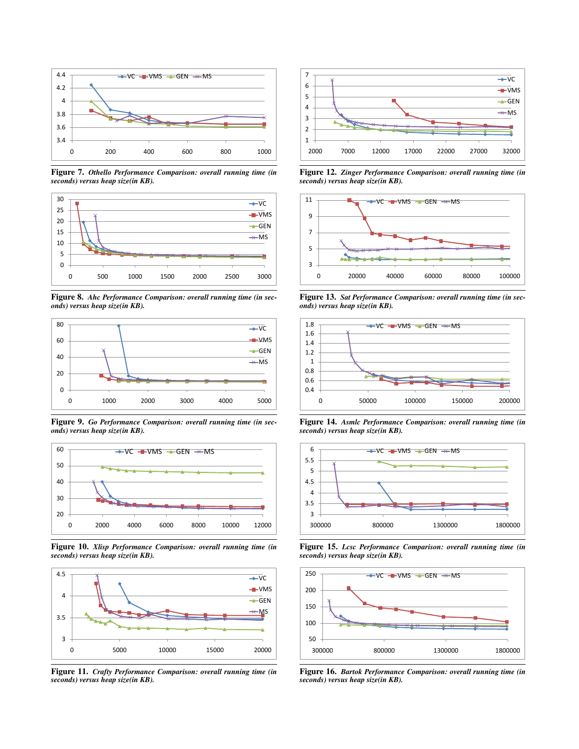**Figure 7.** ***Othello Performance Comparison: overall running time (in seconds) versus heap size(in KB).***

**Figure 8.** ***Ahc Performance Comparison: overall running time (in seconds) versus heap size(in KB).***

**Figure 9.** ***Go Performance Comparison: overall running time (in seconds) versus heap size(in KB).***

**Figure 10.** ***Xlisp Performance Comparison: overall running time (in seconds) versus heap size(in KB).***

**Figure 11.** ***Crafty Performance Comparison: overall running time (in seconds) versus heap size(in KB).***

**Figure 12.** ***Zinger Performance Comparison: overall running time (in seconds) versus heap size(in KB).***

**Figure 13.** ***Sat Performance Comparison: overall running time (in seconds) versus heap size(in KB).***

**Figure 14.** ***Asmlc Performance Comparison: overall running time (in seconds) versus heap size(in KB).***

**Figure 15.** ***Lcsc Performance Comparison: overall running time (in seconds) versus heap size(in KB).***

**Figure 16.** ***Bartok Performance Comparison: overall running time (in seconds) versus heap size(in KB).***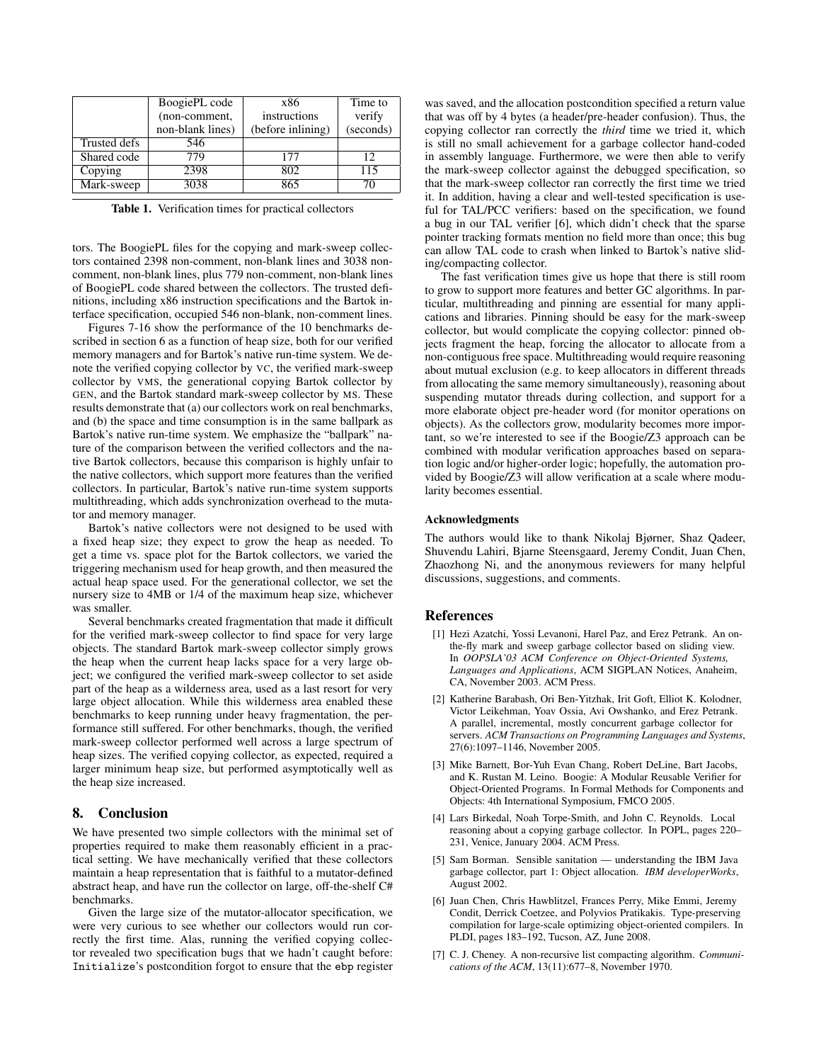| | BoogiePL code (non-comment, non-blank lines) | x86 instructions (before inlining) | Time to verify (seconds) |
|---|---|---|---|
| Trusted defs | 546 | | |
| Shared code | 779 | 177 | 12 |
| Copying | 2398 | 802 | 115 |
| Mark-sweep | 3038 | 865 | 70 |

**Table 1.** Verification times for practical collectors

tors. The BoogiePL files for the copying and mark-sweep collectors contained 2398 non-comment, non-blank lines and 3038 non-comment, non-blank lines, plus 779 non-comment, non-blank lines of BoogiePL code shared between the collectors. The trusted definitions, including x86 instruction specifications and the Bartok interface specification, occupied 546 non-blank, non-comment lines.

Figures 7-16 show the performance of the 10 benchmarks described in section 6 as a function of heap size, both for our verified memory managers and for Bartok's native run-time system. We denote the verified copying collector by VC, the verified mark-sweep collector by VMS, the generational copying Bartok collector by GEN, and the Bartok standard mark-sweep collector by MS. These results demonstrate that (a) our collectors work on real benchmarks, and (b) the space and time consumption is in the same ballpark as Bartok's native run-time system. We emphasize the "ballpark" nature of the comparison between the verified collectors and the native Bartok collectors, because this comparison is highly unfair to the native collectors, which support more features than the verified collectors. In particular, Bartok's native run-time system supports multithreading, which adds synchronization overhead to the mutator and memory manager.

Bartok's native collectors were not designed to be used with a fixed heap size; they expect to grow the heap as needed. To get a time vs. space plot for the Bartok collectors, we varied the triggering mechanism used for heap growth, and then measured the actual heap space used. For the generational collector, we set the nursery size to 4MB or 1/4 of the maximum heap size, whichever was smaller.

Several benchmarks created fragmentation that made it difficult for the verified mark-sweep collector to find space for very large objects. The standard Bartok mark-sweep collector simply grows the heap when the current heap lacks space for a very large object; we configured the verified mark-sweep collector to set aside part of the heap as a wilderness area, used as a last resort for very large object allocation. While this wilderness area enabled these benchmarks to keep running under heavy fragmentation, the performance still suffered. For other benchmarks, though, the verified mark-sweep collector performed well across a large spectrum of heap sizes. The verified copying collector, as expected, required a larger minimum heap size, but performed asymptotically well as the heap size increased.

## 8. Conclusion

We have presented two simple collectors with the minimal set of properties required to make them reasonably efficient in a practical setting. We have mechanically verified that these collectors maintain a heap representation that is faithful to a mutator-defined abstract heap, and have run the collector on large, off-the-shelf C# benchmarks.

Given the large size of the mutator-allocator specification, we were very curious to see whether our collectors would run correctly the first time. Alas, running the verified copying collector revealed two specification bugs that we hadn't caught before: `Initialize`'s postcondition forgot to ensure that the `ebp` register was saved, and the allocation postcondition specified a return value that was off by 4 bytes (a header/pre-header confusion). Thus, the copying collector ran correctly the *third* time we tried it, which is still no small achievement for a garbage collector hand-coded in assembly language. Furthermore, we were then able to verify the mark-sweep collector against the debugged specification, so that the mark-sweep collector ran correctly the first time we tried it. In addition, having a clear and well-tested specification is useful for TAL/PCC verifiers: based on the specification, we found a bug in our TAL verifier [6], which didn't check that the sparse pointer tracking formats mention no field more than once; this bug can allow TAL code to crash when linked to Bartok's native sliding/compacting collector.

The fast verification times give us hope that there is still room to grow to support more features and better GC algorithms. In particular, multithreading and pinning are essential for many applications and libraries. Pinning should be easy for the mark-sweep collector, but would complicate the copying collector: pinned objects fragment the heap, forcing the allocator to allocate from a non-contiguous free space. Multithreading would require reasoning about mutual exclusion (e.g. to keep allocators in different threads from allocating the same memory simultaneously), reasoning about suspending mutator threads during collection, and support for a more elaborate object pre-header word (for monitor operations on objects). As the collectors grow, modularity becomes more important, so we're interested to see if the Boogie/Z3 approach can be combined with modular verification approaches based on separation logic and/or higher-order logic; hopefully, the automation provided by Boogie/Z3 will allow verification at a scale where modularity becomes essential.

### Acknowledgments

The authors would like to thank Nikolaj Bjørner, Shaz Qadeer, Shuvendu Lahiri, Bjarne Steensgaard, Jeremy Condit, Juan Chen, Zhaozhong Ni, and the anonymous reviewers for many helpful discussions, suggestions, and comments.

## References

[1] Hezi Azatchi, Yossi Levanoni, Harel Paz, and Erez Petrank. An on-the-fly mark and sweep garbage collector based on sliding view. In *OOPSLA'03 ACM Conference on Object-Oriented Systems, Languages and Applications*, ACM SIGPLAN Notices, Anaheim, CA, November 2003. ACM Press.

[2] Katherine Barabash, Ori Ben-Yitzhak, Irit Goft, Elliot K. Kolodner, Victor Leikehman, Yoav Ossia, Avi Owshanko, and Erez Petrank. A parallel, incremental, mostly concurrent garbage collector for servers. *ACM Transactions on Programming Languages and Systems*, 27(6):1097–1146, November 2005.

[3] Mike Barnett, Bor-Yuh Evan Chang, Robert DeLine, Bart Jacobs, and K. Rustan M. Leino. Boogie: A Modular Reusable Verifier for Object-Oriented Programs. In Formal Methods for Components and Objects: 4th International Symposium, FMCO 2005.

[4] Lars Birkedal, Noah Torpe-Smith, and John C. Reynolds. Local reasoning about a copying garbage collector. In POPL, pages 220–231, Venice, January 2004. ACM Press.

[5] Sam Borman. Sensible sanitation — understanding the IBM Java garbage collector, part 1: Object allocation. *IBM developerWorks*, August 2002.

[6] Juan Chen, Chris Hawblitzel, Frances Perry, Mike Emmi, Jeremy Condit, Derrick Coetzee, and Polyvios Pratikakis. Type-preserving compilation for large-scale optimizing object-oriented compilers. In PLDI, pages 183–192, Tucson, AZ, June 2008.

[7] C. J. Cheney. A non-recursive list compacting algorithm. *Communications of the ACM*, 13(11):677–8, November 1970.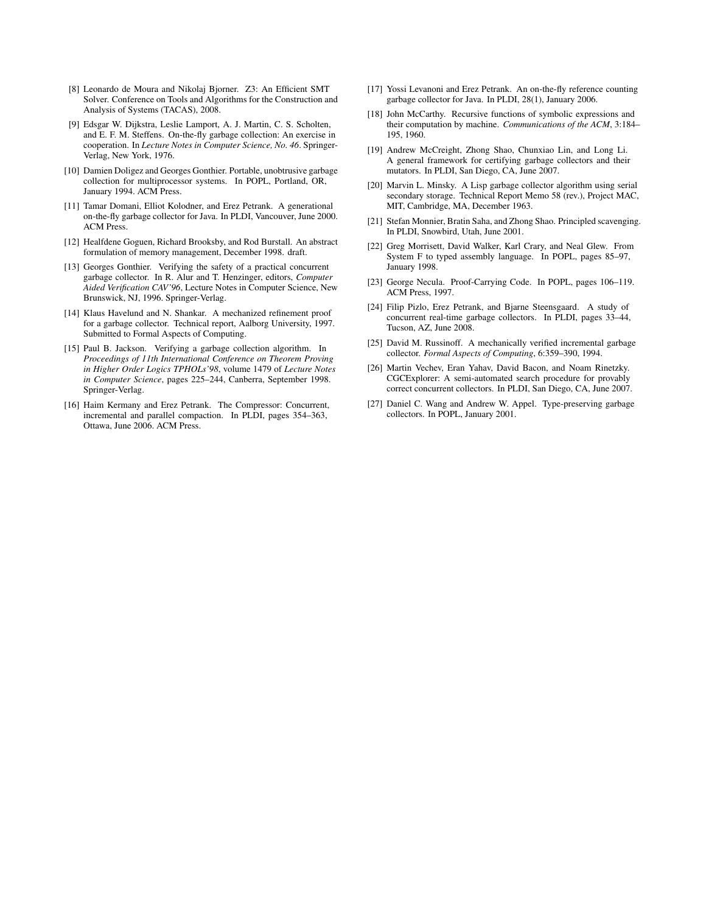[8] Leonardo de Moura and Nikolaj Bjorner. Z3: An Efficient SMT Solver. Conference on Tools and Algorithms for the Construction and Analysis of Systems (TACAS), 2008.

[9] Edsgar W. Dijkstra, Leslie Lamport, A. J. Martin, C. S. Scholten, and E. F. M. Steffens. On-the-fly garbage collection: An exercise in cooperation. In *Lecture Notes in Computer Science, No. 46*. Springer-Verlag, New York, 1976.

[10] Damien Doligez and Georges Gonthier. Portable, unobtrusive garbage collection for multiprocessor systems. In POPL, Portland, OR, January 1994. ACM Press.

[11] Tamar Domani, Elliot Kolodner, and Erez Petrank. A generational on-the-fly garbage collector for Java. In PLDI, Vancouver, June 2000. ACM Press.

[12] Healfdene Goguen, Richard Brooksby, and Rod Burstall. An abstract formulation of memory management, December 1998. draft.

[13] Georges Gonthier. Verifying the safety of a practical concurrent garbage collector. In R. Alur and T. Henzinger, editors, *Computer Aided Verification CAV'96*, Lecture Notes in Computer Science, New Brunswick, NJ, 1996. Springer-Verlag.

[14] Klaus Havelund and N. Shankar. A mechanized refinement proof for a garbage collector. Technical report, Aalborg University, 1997. Submitted to Formal Aspects of Computing.

[15] Paul B. Jackson. Verifying a garbage collection algorithm. In *Proceedings of 11th International Conference on Theorem Proving in Higher Order Logics TPHOLs'98*, volume 1479 of *Lecture Notes in Computer Science*, pages 225–244, Canberra, September 1998. Springer-Verlag.

[16] Haim Kermany and Erez Petrank. The Compressor: Concurrent, incremental and parallel compaction. In PLDI, pages 354–363, Ottawa, June 2006. ACM Press.

[17] Yossi Levanoni and Erez Petrank. An on-the-fly reference counting garbage collector for Java. In PLDI, 28(1), January 2006.

[18] John McCarthy. Recursive functions of symbolic expressions and their computation by machine. *Communications of the ACM*, 3:184–195, 1960.

[19] Andrew McCreight, Zhong Shao, Chunxiao Lin, and Long Li. A general framework for certifying garbage collectors and their mutators. In PLDI, San Diego, CA, June 2007.

[20] Marvin L. Minsky. A Lisp garbage collector algorithm using serial secondary storage. Technical Report Memo 58 (rev.), Project MAC, MIT, Cambridge, MA, December 1963.

[21] Stefan Monnier, Bratin Saha, and Zhong Shao. Principled scavenging. In PLDI, Snowbird, Utah, June 2001.

[22] Greg Morrisett, David Walker, Karl Crary, and Neal Glew. From System F to typed assembly language. In POPL, pages 85–97, January 1998.

[23] George Necula. Proof-Carrying Code. In POPL, pages 106–119. ACM Press, 1997.

[24] Filip Pizlo, Erez Petrank, and Bjarne Steensgaard. A study of concurrent real-time garbage collectors. In PLDI, pages 33–44, Tucson, AZ, June 2008.

[25] David M. Russinoff. A mechanically verified incremental garbage collector. *Formal Aspects of Computing*, 6:359–390, 1994.

[26] Martin Vechev, Eran Yahav, David Bacon, and Noam Rinetzky. CGCExplorer: A semi-automated search procedure for provably correct concurrent collectors. In PLDI, San Diego, CA, June 2007.

[27] Daniel C. Wang and Andrew W. Appel. Type-preserving garbage collectors. In POPL, January 2001.